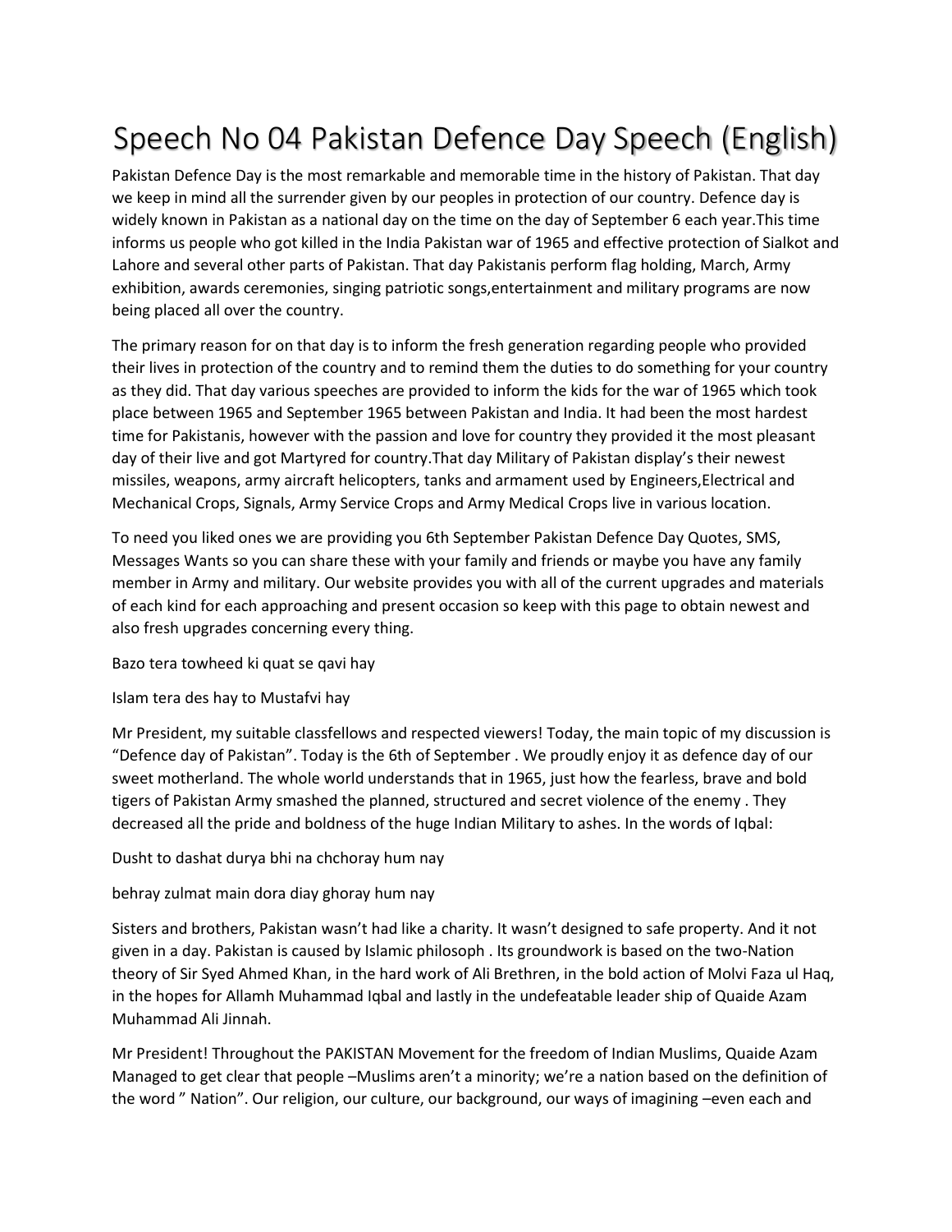# Speech No 04 Pakistan Defence Day Speech (English)

Pakistan Defence Day is the most remarkable and memorable time in the history of Pakistan. That day we keep in mind all the surrender given by our peoples in protection of our country. Defence day is widely known in Pakistan as a national day on the time on the day of September 6 each year.This time informs us people who got killed in the India Pakistan war of 1965 and effective protection of Sialkot and Lahore and several other parts of Pakistan. That day Pakistanis perform flag holding, March, Army exhibition, awards ceremonies, singing patriotic songs,entertainment and military programs are now being placed all over the country.

The primary reason for on that day is to inform the fresh generation regarding people who provided their lives in protection of the country and to remind them the duties to do something for your country as they did. That day various speeches are provided to inform the kids for the war of 1965 which took place between 1965 and September 1965 between Pakistan and India. It had been the most hardest time for Pakistanis, however with the passion and love for country they provided it the most pleasant day of their live and got Martyred for country.That day Military of Pakistan display's their newest missiles, weapons, army aircraft helicopters, tanks and armament used by Engineers,Electrical and Mechanical Crops, Signals, Army Service Crops and Army Medical Crops live in various location.

To need you liked ones we are providing you 6th September Pakistan Defence Day Quotes, SMS, Messages Wants so you can share these with your family and friends or maybe you have any family member in Army and military. Our website provides you with all of the current upgrades and materials of each kind for each approaching and present occasion so keep with this page to obtain newest and also fresh upgrades concerning every thing.

Bazo tera towheed ki quat se qavi hay

Islam tera des hay to Mustafvi hay

Mr President, my suitable classfellows and respected viewers! Today, the main topic of my discussion is "Defence day of Pakistan". Today is the 6th of September . We proudly enjoy it as defence day of our sweet motherland. The whole world understands that in 1965, just how the fearless, brave and bold tigers of Pakistan Army smashed the planned, structured and secret violence of the enemy . They decreased all the pride and boldness of the huge Indian Military to ashes. In the words of Iqbal:

Dusht to dashat durya bhi na chchoray hum nay

behray zulmat main dora diay ghoray hum nay

Sisters and brothers, Pakistan wasn't had like a charity. It wasn't designed to safe property. And it not given in a day. Pakistan is caused by Islamic philosoph . Its groundwork is based on the two-Nation theory of Sir Syed Ahmed Khan, in the hard work of Ali Brethren, in the bold action of Molvi Faza ul Haq, in the hopes for Allamh Muhammad Iqbal and lastly in the undefeatable leader ship of Quaide Azam Muhammad Ali Jinnah.

Mr President! Throughout the PAKISTAN Movement for the freedom of Indian Muslims, Quaide Azam Managed to get clear that people –Muslims aren't a minority; we're a nation based on the definition of the word " Nation". Our religion, our culture, our background, our ways of imagining –even each and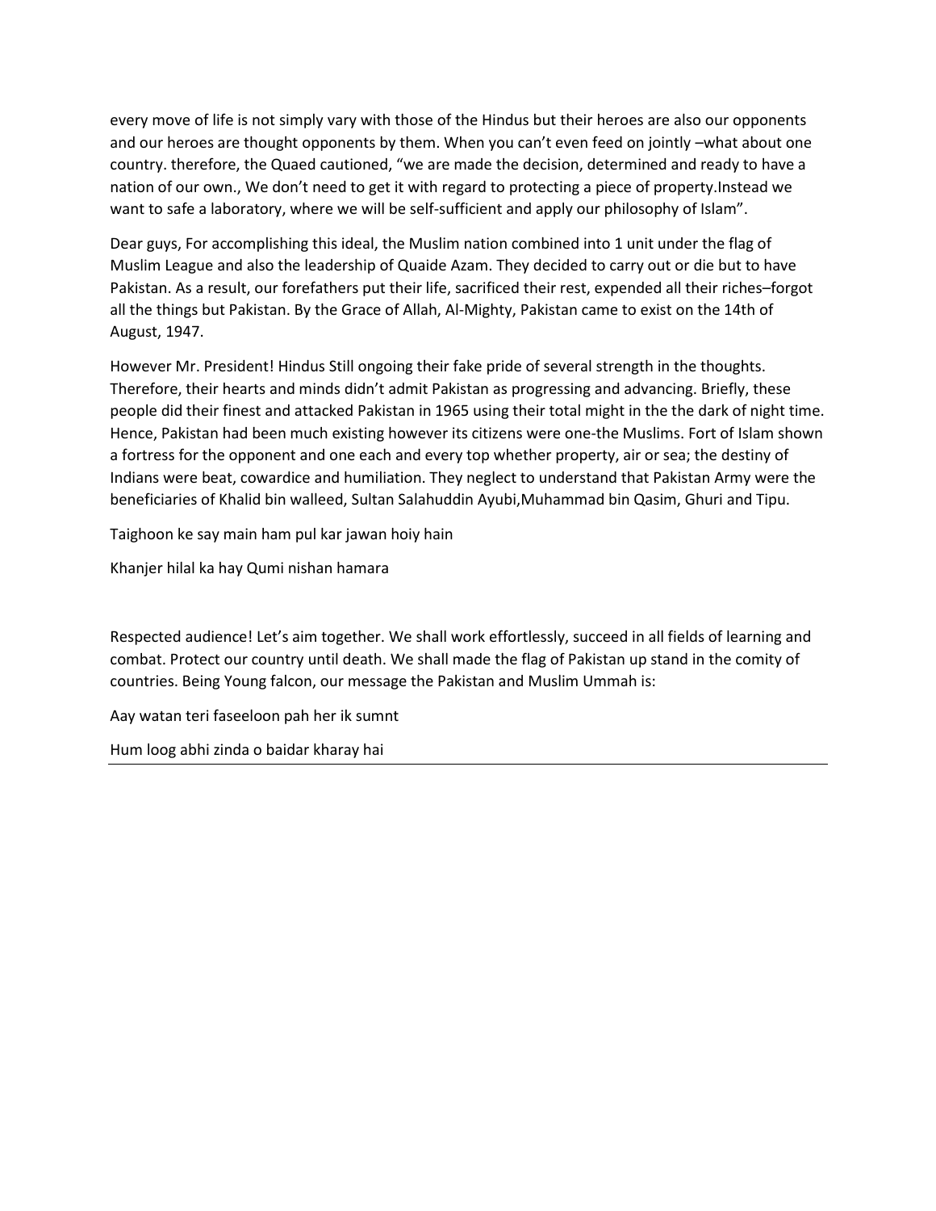every move of life is not simply vary with those of the Hindus but their heroes are also our opponents and our heroes are thought opponents by them. When you can't even feed on jointly –what about one country. therefore, the Quaed cautioned, "we are made the decision, determined and ready to have a nation of our own., We don't need to get it with regard to protecting a piece of property.Instead we want to safe a laboratory, where we will be self-sufficient and apply our philosophy of Islam".

Dear guys, For accomplishing this ideal, the Muslim nation combined into 1 unit under the flag of Muslim League and also the leadership of Quaide Azam. They decided to carry out or die but to have Pakistan. As a result, our forefathers put their life, sacrificed their rest, expended all their riches–forgot all the things but Pakistan. By the Grace of Allah, Al-Mighty, Pakistan came to exist on the 14th of August, 1947.

However Mr. President! Hindus Still ongoing their fake pride of several strength in the thoughts. Therefore, their hearts and minds didn't admit Pakistan as progressing and advancing. Briefly, these people did their finest and attacked Pakistan in 1965 using their total might in the the dark of night time. Hence, Pakistan had been much existing however its citizens were one-the Muslims. Fort of Islam shown a fortress for the opponent and one each and every top whether property, air or sea; the destiny of Indians were beat, cowardice and humiliation. They neglect to understand that Pakistan Army were the beneficiaries of Khalid bin walleed, Sultan Salahuddin Ayubi,Muhammad bin Qasim, Ghuri and Tipu.

Taighoon ke say main ham pul kar jawan hoiy hain

Khanjer hilal ka hay Qumi nishan hamara

Respected audience! Let's aim together. We shall work effortlessly, succeed in all fields of learning and combat. Protect our country until death. We shall made the flag of Pakistan up stand in the comity of countries. Being Young falcon, our message the Pakistan and Muslim Ummah is:

Aay watan teri faseeloon pah her ik sumnt

Hum loog abhi zinda o baidar kharay hai